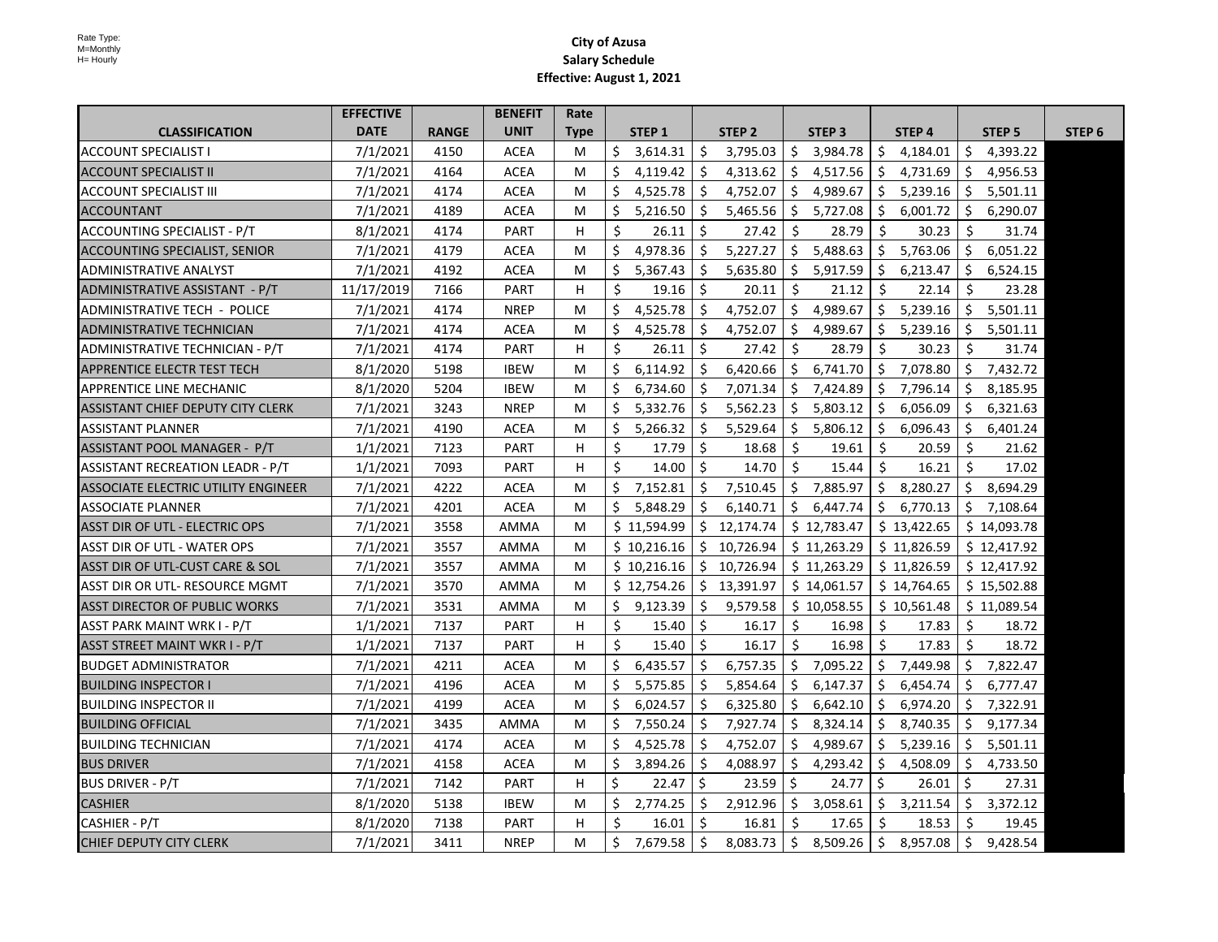Rate Type:
M=Monthly
H= Hourly

# City of Azusa
## Salary Schedule
### Effective: August 1, 2021

| CLASSIFICATION | EFFECTIVE DATE | RANGE | BENEFIT UNIT | Rate Type | STEP 1 | STEP 2 | STEP 3 | STEP 4 | STEP 5 | STEP 6 |
|---|---|---|---|---|---|---|---|---|---|---|
| ACCOUNT SPECIALIST I | 7/1/2021 | 4150 | ACEA | M | $ 3,614.31 | $ 3,795.03 | $ 3,984.78 | $ 4,184.01 | $ 4,393.22 | |
| ACCOUNT SPECIALIST II | 7/1/2021 | 4164 | ACEA | M | $ 4,119.42 | $ 4,313.62 | $ 4,517.56 | $ 4,731.69 | $ 4,956.53 | |
| ACCOUNT SPECIALIST III | 7/1/2021 | 4174 | ACEA | M | $ 4,525.78 | $ 4,752.07 | $ 4,989.67 | $ 5,239.16 | $ 5,501.11 | |
| ACCOUNTANT | 7/1/2021 | 4189 | ACEA | M | $ 5,216.50 | $ 5,465.56 | $ 5,727.08 | $ 6,001.72 | $ 6,290.07 | |
| ACCOUNTING SPECIALIST - P/T | 8/1/2021 | 4174 | PART | H | $ 26.11 | $ 27.42 | $ 28.79 | $ 30.23 | $ 31.74 | |
| ACCOUNTING SPECIALIST, SENIOR | 7/1/2021 | 4179 | ACEA | M | $ 4,978.36 | $ 5,227.27 | $ 5,488.63 | $ 5,763.06 | $ 6,051.22 | |
| ADMINISTRATIVE ANALYST | 7/1/2021 | 4192 | ACEA | M | $ 5,367.43 | $ 5,635.80 | $ 5,917.59 | $ 6,213.47 | $ 6,524.15 | |
| ADMINISTRATIVE ASSISTANT - P/T | 11/17/2019 | 7166 | PART | H | $ 19.16 | $ 20.11 | $ 21.12 | $ 22.14 | $ 23.28 | |
| ADMINISTRATIVE TECH - POLICE | 7/1/2021 | 4174 | NREP | M | $ 4,525.78 | $ 4,752.07 | $ 4,989.67 | $ 5,239.16 | $ 5,501.11 | |
| ADMINISTRATIVE TECHNICIAN | 7/1/2021 | 4174 | ACEA | M | $ 4,525.78 | $ 4,752.07 | $ 4,989.67 | $ 5,239.16 | $ 5,501.11 | |
| ADMINISTRATIVE TECHNICIAN - P/T | 7/1/2021 | 4174 | PART | H | $ 26.11 | $ 27.42 | $ 28.79 | $ 30.23 | $ 31.74 | |
| APPRENTICE ELECTR TEST TECH | 8/1/2020 | 5198 | IBEW | M | $ 6,114.92 | $ 6,420.66 | $ 6,741.70 | $ 7,078.80 | $ 7,432.72 | |
| APPRENTICE LINE MECHANIC | 8/1/2020 | 5204 | IBEW | M | $ 6,734.60 | $ 7,071.34 | $ 7,424.89 | $ 7,796.14 | $ 8,185.95 | |
| ASSISTANT CHIEF DEPUTY CITY CLERK | 7/1/2021 | 3243 | NREP | M | $ 5,332.76 | $ 5,562.23 | $ 5,803.12 | $ 6,056.09 | $ 6,321.63 | |
| ASSISTANT PLANNER | 7/1/2021 | 4190 | ACEA | M | $ 5,266.32 | $ 5,529.64 | $ 5,806.12 | $ 6,096.43 | $ 6,401.24 | |
| ASSISTANT POOL MANAGER - P/T | 1/1/2021 | 7123 | PART | H | $ 17.79 | $ 18.68 | $ 19.61 | $ 20.59 | $ 21.62 | |
| ASSISTANT RECREATION LEADR - P/T | 1/1/2021 | 7093 | PART | H | $ 14.00 | $ 14.70 | $ 15.44 | $ 16.21 | $ 17.02 | |
| ASSOCIATE ELECTRIC UTILITY ENGINEER | 7/1/2021 | 4222 | ACEA | M | $ 7,152.81 | $ 7,510.45 | $ 7,885.97 | $ 8,280.27 | $ 8,694.29 | |
| ASSOCIATE PLANNER | 7/1/2021 | 4201 | ACEA | M | $ 5,848.29 | $ 6,140.71 | $ 6,447.74 | $ 6,770.13 | $ 7,108.64 | |
| ASST DIR OF UTL - ELECTRIC OPS | 7/1/2021 | 3558 | AMMA | M | $ 11,594.99 | $ 12,174.74 | $ 12,783.47 | $ 13,422.65 | $ 14,093.78 | |
| ASST DIR OF UTL - WATER OPS | 7/1/2021 | 3557 | AMMA | M | $ 10,216.16 | $ 10,726.94 | $ 11,263.29 | $ 11,826.59 | $ 12,417.92 | |
| ASST DIR OF UTL-CUST CARE & SOL | 7/1/2021 | 3557 | AMMA | M | $ 10,216.16 | $ 10,726.94 | $ 11,263.29 | $ 11,826.59 | $ 12,417.92 | |
| ASST DIR OR UTL- RESOURCE MGMT | 7/1/2021 | 3570 | AMMA | M | $ 12,754.26 | $ 13,391.97 | $ 14,061.57 | $ 14,764.65 | $ 15,502.88 | |
| ASST DIRECTOR OF PUBLIC WORKS | 7/1/2021 | 3531 | AMMA | M | $ 9,123.39 | $ 9,579.58 | $ 10,058.55 | $ 10,561.48 | $ 11,089.54 | |
| ASST PARK MAINT WRK I - P/T | 1/1/2021 | 7137 | PART | H | $ 15.40 | $ 16.17 | $ 16.98 | $ 17.83 | $ 18.72 | |
| ASST STREET MAINT WKR I - P/T | 1/1/2021 | 7137 | PART | H | $ 15.40 | $ 16.17 | $ 16.98 | $ 17.83 | $ 18.72 | |
| BUDGET ADMINISTRATOR | 7/1/2021 | 4211 | ACEA | M | $ 6,435.57 | $ 6,757.35 | $ 7,095.22 | $ 7,449.98 | $ 7,822.47 | |
| BUILDING INSPECTOR I | 7/1/2021 | 4196 | ACEA | M | $ 5,575.85 | $ 5,854.64 | $ 6,147.37 | $ 6,454.74 | $ 6,777.47 | |
| BUILDING INSPECTOR II | 7/1/2021 | 4199 | ACEA | M | $ 6,024.57 | $ 6,325.80 | $ 6,642.10 | $ 6,974.20 | $ 7,322.91 | |
| BUILDING OFFICIAL | 7/1/2021 | 3435 | AMMA | M | $ 7,550.24 | $ 7,927.74 | $ 8,324.14 | $ 8,740.35 | $ 9,177.34 | |
| BUILDING TECHNICIAN | 7/1/2021 | 4174 | ACEA | M | $ 4,525.78 | $ 4,752.07 | $ 4,989.67 | $ 5,239.16 | $ 5,501.11 | |
| BUS DRIVER | 7/1/2021 | 4158 | ACEA | M | $ 3,894.26 | $ 4,088.97 | $ 4,293.42 | $ 4,508.09 | $ 4,733.50 | |
| BUS DRIVER - P/T | 7/1/2021 | 7142 | PART | H | $ 22.47 | $ 23.59 | $ 24.77 | $ 26.01 | $ 27.31 | |
| CASHIER | 8/1/2020 | 5138 | IBEW | M | $ 2,774.25 | $ 2,912.96 | $ 3,058.61 | $ 3,211.54 | $ 3,372.12 | |
| CASHIER - P/T | 8/1/2020 | 7138 | PART | H | $ 16.01 | $ 16.81 | $ 17.65 | $ 18.53 | $ 19.45 | |
| CHIEF DEPUTY CITY CLERK | 7/1/2021 | 3411 | NREP | M | $ 7,679.58 | $ 8,083.73 | $ 8,509.26 | $ 8,957.08 | $ 9,428.54 | |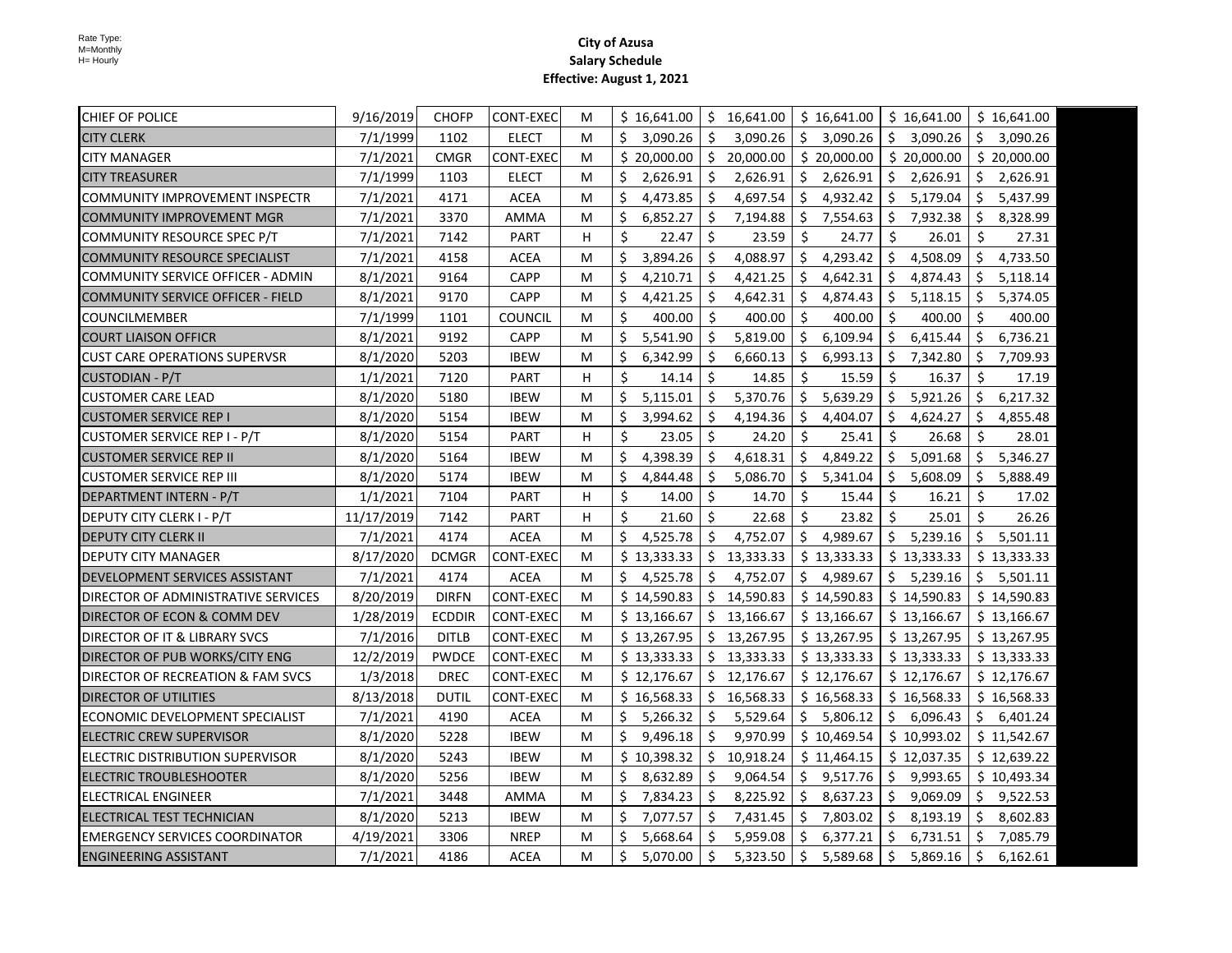Rate Type:
M=Monthly
H= Hourly

# City of Azusa
## Salary Schedule
### Effective: August 1, 2021

| | | | | | | | | | |
|---|---|---|---|---|---|---|---|---|---|
| CHIEF OF POLICE | 9/16/2019 | CHOFP | CONT-EXEC | M | $ 16,641.00 | $ 16,641.00 | $ 16,641.00 | $ 16,641.00 | $ 16,641.00 |
| CITY CLERK | 7/1/1999 | 1102 | ELECT | M | $ 3,090.26 | $ 3,090.26 | $ 3,090.26 | $ 3,090.26 | $ 3,090.26 |
| CITY MANAGER | 7/1/2021 | CMGR | CONT-EXEC | M | $ 20,000.00 | $ 20,000.00 | $ 20,000.00 | $ 20,000.00 | $ 20,000.00 |
| CITY TREASURER | 7/1/1999 | 1103 | ELECT | M | $ 2,626.91 | $ 2,626.91 | $ 2,626.91 | $ 2,626.91 | $ 2,626.91 |
| COMMUNITY IMPROVEMENT INSPECTR | 7/1/2021 | 4171 | ACEA | M | $ 4,473.85 | $ 4,697.54 | $ 4,932.42 | $ 5,179.04 | $ 5,437.99 |
| COMMUNITY IMPROVEMENT MGR | 7/1/2021 | 3370 | AMMA | M | $ 6,852.27 | $ 7,194.88 | $ 7,554.63 | $ 7,932.38 | $ 8,328.99 |
| COMMUNITY RESOURCE SPEC P/T | 7/1/2021 | 7142 | PART | H | $ 22.47 | $ 23.59 | $ 24.77 | $ 26.01 | $ 27.31 |
| COMMUNITY RESOURCE SPECIALIST | 7/1/2021 | 4158 | ACEA | M | $ 3,894.26 | $ 4,088.97 | $ 4,293.42 | $ 4,508.09 | $ 4,733.50 |
| COMMUNITY SERVICE OFFICER - ADMIN | 8/1/2021 | 9164 | CAPP | M | $ 4,210.71 | $ 4,421.25 | $ 4,642.31 | $ 4,874.43 | $ 5,118.14 |
| COMMUNITY SERVICE OFFICER - FIELD | 8/1/2021 | 9170 | CAPP | M | $ 4,421.25 | $ 4,642.31 | $ 4,874.43 | $ 5,118.15 | $ 5,374.05 |
| COUNCILMEMBER | 7/1/1999 | 1101 | COUNCIL | M | $ 400.00 | $ 400.00 | $ 400.00 | $ 400.00 | $ 400.00 |
| COURT LIAISON OFFICR | 8/1/2021 | 9192 | CAPP | M | $ 5,541.90 | $ 5,819.00 | $ 6,109.94 | $ 6,415.44 | $ 6,736.21 |
| CUST CARE OPERATIONS SUPERVSR | 8/1/2020 | 5203 | IBEW | M | $ 6,342.99 | $ 6,660.13 | $ 6,993.13 | $ 7,342.80 | $ 7,709.93 |
| CUSTODIAN - P/T | 1/1/2021 | 7120 | PART | H | $ 14.14 | $ 14.85 | $ 15.59 | $ 16.37 | $ 17.19 |
| CUSTOMER CARE LEAD | 8/1/2020 | 5180 | IBEW | M | $ 5,115.01 | $ 5,370.76 | $ 5,639.29 | $ 5,921.26 | $ 6,217.32 |
| CUSTOMER SERVICE REP I | 8/1/2020 | 5154 | IBEW | M | $ 3,994.62 | $ 4,194.36 | $ 4,404.07 | $ 4,624.27 | $ 4,855.48 |
| CUSTOMER SERVICE REP I - P/T | 8/1/2020 | 5154 | PART | H | $ 23.05 | $ 24.20 | $ 25.41 | $ 26.68 | $ 28.01 |
| CUSTOMER SERVICE REP II | 8/1/2020 | 5164 | IBEW | M | $ 4,398.39 | $ 4,618.31 | $ 4,849.22 | $ 5,091.68 | $ 5,346.27 |
| CUSTOMER SERVICE REP III | 8/1/2020 | 5174 | IBEW | M | $ 4,844.48 | $ 5,086.70 | $ 5,341.04 | $ 5,608.09 | $ 5,888.49 |
| DEPARTMENT INTERN - P/T | 1/1/2021 | 7104 | PART | H | $ 14.00 | $ 14.70 | $ 15.44 | $ 16.21 | $ 17.02 |
| DEPUTY CITY CLERK I - P/T | 11/17/2019 | 7142 | PART | H | $ 21.60 | $ 22.68 | $ 23.82 | $ 25.01 | $ 26.26 |
| DEPUTY CITY CLERK II | 7/1/2021 | 4174 | ACEA | M | $ 4,525.78 | $ 4,752.07 | $ 4,989.67 | $ 5,239.16 | $ 5,501.11 |
| DEPUTY CITY MANAGER | 8/17/2020 | DCMGR | CONT-EXEC | M | $ 13,333.33 | $ 13,333.33 | $ 13,333.33 | $ 13,333.33 | $ 13,333.33 |
| DEVELOPMENT SERVICES ASSISTANT | 7/1/2021 | 4174 | ACEA | M | $ 4,525.78 | $ 4,752.07 | $ 4,989.67 | $ 5,239.16 | $ 5,501.11 |
| DIRECTOR OF ADMINISTRATIVE SERVICES | 8/20/2019 | DIRFN | CONT-EXEC | M | $ 14,590.83 | $ 14,590.83 | $ 14,590.83 | $ 14,590.83 | $ 14,590.83 |
| DIRECTOR OF ECON & COMM DEV | 1/28/2019 | ECDDIR | CONT-EXEC | M | $ 13,166.67 | $ 13,166.67 | $ 13,166.67 | $ 13,166.67 | $ 13,166.67 |
| DIRECTOR OF IT & LIBRARY SVCS | 7/1/2016 | DITLB | CONT-EXEC | M | $ 13,267.95 | $ 13,267.95 | $ 13,267.95 | $ 13,267.95 | $ 13,267.95 |
| DIRECTOR OF PUB WORKS/CITY ENG | 12/2/2019 | PWDCE | CONT-EXEC | M | $ 13,333.33 | $ 13,333.33 | $ 13,333.33 | $ 13,333.33 | $ 13,333.33 |
| DIRECTOR OF RECREATION & FAM SVCS | 1/3/2018 | DREC | CONT-EXEC | M | $ 12,176.67 | $ 12,176.67 | $ 12,176.67 | $ 12,176.67 | $ 12,176.67 |
| DIRECTOR OF UTILITIES | 8/13/2018 | DUTIL | CONT-EXEC | M | $ 16,568.33 | $ 16,568.33 | $ 16,568.33 | $ 16,568.33 | $ 16,568.33 |
| ECONOMIC DEVELOPMENT SPECIALIST | 7/1/2021 | 4190 | ACEA | M | $ 5,266.32 | $ 5,529.64 | $ 5,806.12 | $ 6,096.43 | $ 6,401.24 |
| ELECTRIC CREW SUPERVISOR | 8/1/2020 | 5228 | IBEW | M | $ 9,496.18 | $ 9,970.99 | $ 10,469.54 | $ 10,993.02 | $ 11,542.67 |
| ELECTRIC DISTRIBUTION SUPERVISOR | 8/1/2020 | 5243 | IBEW | M | $ 10,398.32 | $ 10,918.24 | $ 11,464.15 | $ 12,037.35 | $ 12,639.22 |
| ELECTRIC TROUBLESHOOTER | 8/1/2020 | 5256 | IBEW | M | $ 8,632.89 | $ 9,064.54 | $ 9,517.76 | $ 9,993.65 | $ 10,493.34 |
| ELECTRICAL ENGINEER | 7/1/2021 | 3448 | AMMA | M | $ 7,834.23 | $ 8,225.92 | $ 8,637.23 | $ 9,069.09 | $ 9,522.53 |
| ELECTRICAL TEST TECHNICIAN | 8/1/2020 | 5213 | IBEW | M | $ 7,077.57 | $ 7,431.45 | $ 7,803.02 | $ 8,193.19 | $ 8,602.83 |
| EMERGENCY SERVICES COORDINATOR | 4/19/2021 | 3306 | NREP | M | $ 5,668.64 | $ 5,959.08 | $ 6,377.21 | $ 6,731.51 | $ 7,085.79 |
| ENGINEERING ASSISTANT | 7/1/2021 | 4186 | ACEA | M | $ 5,070.00 | $ 5,323.50 | $ 5,589.68 | $ 5,869.16 | $ 6,162.61 |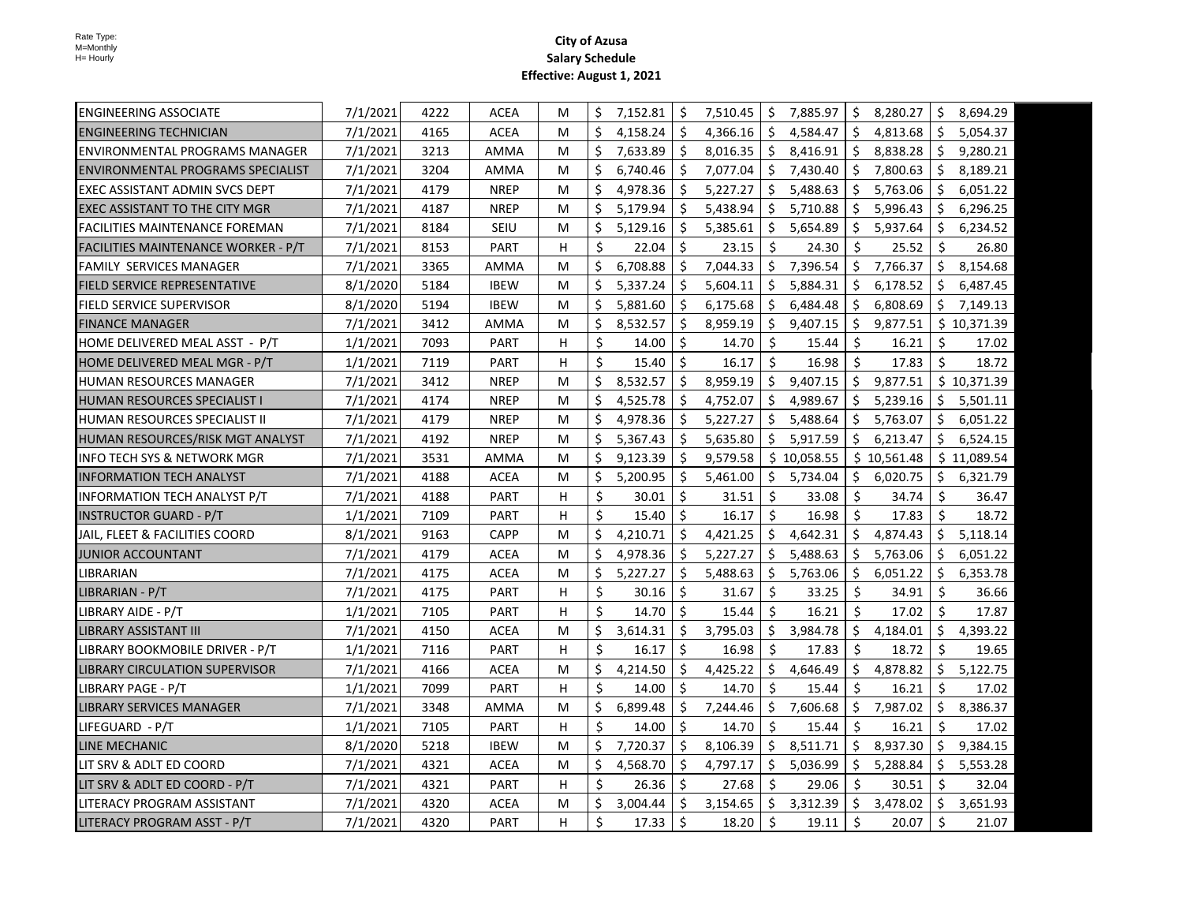Rate Type:
M=Monthly
H= Hourly

**City of Azusa**
**Salary Schedule**
**Effective: August 1, 2021**

| | | | | | | | | | |
|---|---|---|---|---|---|---|---|---|---|
| ENGINEERING ASSOCIATE | 7/1/2021 | 4222 | ACEA | M | $ 7,152.81 | $ 7,510.45 | $ 7,885.97 | $ 8,280.27 | $ 8,694.29 |
| ENGINEERING TECHNICIAN | 7/1/2021 | 4165 | ACEA | M | $ 4,158.24 | $ 4,366.16 | $ 4,584.47 | $ 4,813.68 | $ 5,054.37 |
| ENVIRONMENTAL PROGRAMS MANAGER | 7/1/2021 | 3213 | AMMA | M | $ 7,633.89 | $ 8,016.35 | $ 8,416.91 | $ 8,838.28 | $ 9,280.21 |
| ENVIRONMENTAL PROGRAMS SPECIALIST | 7/1/2021 | 3204 | AMMA | M | $ 6,740.46 | $ 7,077.04 | $ 7,430.40 | $ 7,800.63 | $ 8,189.21 |
| EXEC ASSISTANT ADMIN SVCS DEPT | 7/1/2021 | 4179 | NREP | M | $ 4,978.36 | $ 5,227.27 | $ 5,488.63 | $ 5,763.06 | $ 6,051.22 |
| EXEC ASSISTANT TO THE CITY MGR | 7/1/2021 | 4187 | NREP | M | $ 5,179.94 | $ 5,438.94 | $ 5,710.88 | $ 5,996.43 | $ 6,296.25 |
| FACILITIES MAINTENANCE FOREMAN | 7/1/2021 | 8184 | SEIU | M | $ 5,129.16 | $ 5,385.61 | $ 5,654.89 | $ 5,937.64 | $ 6,234.52 |
| FACILITIES MAINTENANCE WORKER - P/T | 7/1/2021 | 8153 | PART | H | $ 22.04 | $ 23.15 | $ 24.30 | $ 25.52 | $ 26.80 |
| FAMILY SERVICES MANAGER | 7/1/2021 | 3365 | AMMA | M | $ 6,708.88 | $ 7,044.33 | $ 7,396.54 | $ 7,766.37 | $ 8,154.68 |
| FIELD SERVICE REPRESENTATIVE | 8/1/2020 | 5184 | IBEW | M | $ 5,337.24 | $ 5,604.11 | $ 5,884.31 | $ 6,178.52 | $ 6,487.45 |
| FIELD SERVICE SUPERVISOR | 8/1/2020 | 5194 | IBEW | M | $ 5,881.60 | $ 6,175.68 | $ 6,484.48 | $ 6,808.69 | $ 7,149.13 |
| FINANCE MANAGER | 7/1/2021 | 3412 | AMMA | M | $ 8,532.57 | $ 8,959.19 | $ 9,407.15 | $ 9,877.51 | $ 10,371.39 |
| HOME DELIVERED MEAL ASST - P/T | 1/1/2021 | 7093 | PART | H | $ 14.00 | $ 14.70 | $ 15.44 | $ 16.21 | $ 17.02 |
| HOME DELIVERED MEAL MGR - P/T | 1/1/2021 | 7119 | PART | H | $ 15.40 | $ 16.17 | $ 16.98 | $ 17.83 | $ 18.72 |
| HUMAN RESOURCES MANAGER | 7/1/2021 | 3412 | NREP | M | $ 8,532.57 | $ 8,959.19 | $ 9,407.15 | $ 9,877.51 | $ 10,371.39 |
| HUMAN RESOURCES SPECIALIST I | 7/1/2021 | 4174 | NREP | M | $ 4,525.78 | $ 4,752.07 | $ 4,989.67 | $ 5,239.16 | $ 5,501.11 |
| HUMAN RESOURCES SPECIALIST II | 7/1/2021 | 4179 | NREP | M | $ 4,978.36 | $ 5,227.27 | $ 5,488.64 | $ 5,763.07 | $ 6,051.22 |
| HUMAN RESOURCES/RISK MGT ANALYST | 7/1/2021 | 4192 | NREP | M | $ 5,367.43 | $ 5,635.80 | $ 5,917.59 | $ 6,213.47 | $ 6,524.15 |
| INFO TECH SYS & NETWORK MGR | 7/1/2021 | 3531 | AMMA | M | $ 9,123.39 | $ 9,579.58 | $ 10,058.55 | $ 10,561.48 | $ 11,089.54 |
| INFORMATION TECH ANALYST | 7/1/2021 | 4188 | ACEA | M | $ 5,200.95 | $ 5,461.00 | $ 5,734.04 | $ 6,020.75 | $ 6,321.79 |
| INFORMATION TECH ANALYST P/T | 7/1/2021 | 4188 | PART | H | $ 30.01 | $ 31.51 | $ 33.08 | $ 34.74 | $ 36.47 |
| INSTRUCTOR GUARD - P/T | 1/1/2021 | 7109 | PART | H | $ 15.40 | $ 16.17 | $ 16.98 | $ 17.83 | $ 18.72 |
| JAIL, FLEET & FACILITIES COORD | 8/1/2021 | 9163 | CAPP | M | $ 4,210.71 | $ 4,421.25 | $ 4,642.31 | $ 4,874.43 | $ 5,118.14 |
| JUNIOR ACCOUNTANT | 7/1/2021 | 4179 | ACEA | M | $ 4,978.36 | $ 5,227.27 | $ 5,488.63 | $ 5,763.06 | $ 6,051.22 |
| LIBRARIAN | 7/1/2021 | 4175 | ACEA | M | $ 5,227.27 | $ 5,488.63 | $ 5,763.06 | $ 6,051.22 | $ 6,353.78 |
| LIBRARIAN - P/T | 7/1/2021 | 4175 | PART | H | $ 30.16 | $ 31.67 | $ 33.25 | $ 34.91 | $ 36.66 |
| LIBRARY AIDE - P/T | 1/1/2021 | 7105 | PART | H | $ 14.70 | $ 15.44 | $ 16.21 | $ 17.02 | $ 17.87 |
| LIBRARY ASSISTANT III | 7/1/2021 | 4150 | ACEA | M | $ 3,614.31 | $ 3,795.03 | $ 3,984.78 | $ 4,184.01 | $ 4,393.22 |
| LIBRARY BOOKMOBILE DRIVER - P/T | 1/1/2021 | 7116 | PART | H | $ 16.17 | $ 16.98 | $ 17.83 | $ 18.72 | $ 19.65 |
| LIBRARY CIRCULATION SUPERVISOR | 7/1/2021 | 4166 | ACEA | M | $ 4,214.50 | $ 4,425.22 | $ 4,646.49 | $ 4,878.82 | $ 5,122.75 |
| LIBRARY PAGE - P/T | 1/1/2021 | 7099 | PART | H | $ 14.00 | $ 14.70 | $ 15.44 | $ 16.21 | $ 17.02 |
| LIBRARY SERVICES MANAGER | 7/1/2021 | 3348 | AMMA | M | $ 6,899.48 | $ 7,244.46 | $ 7,606.68 | $ 7,987.02 | $ 8,386.37 |
| LIFEGUARD - P/T | 1/1/2021 | 7105 | PART | H | $ 14.00 | $ 14.70 | $ 15.44 | $ 16.21 | $ 17.02 |
| LINE MECHANIC | 8/1/2020 | 5218 | IBEW | M | $ 7,720.37 | $ 8,106.39 | $ 8,511.71 | $ 8,937.30 | $ 9,384.15 |
| LIT SRV & ADLT ED COORD | 7/1/2021 | 4321 | ACEA | M | $ 4,568.70 | $ 4,797.17 | $ 5,036.99 | $ 5,288.84 | $ 5,553.28 |
| LIT SRV & ADLT ED COORD - P/T | 7/1/2021 | 4321 | PART | H | $ 26.36 | $ 27.68 | $ 29.06 | $ 30.51 | $ 32.04 |
| LITERACY PROGRAM ASSISTANT | 7/1/2021 | 4320 | ACEA | M | $ 3,004.44 | $ 3,154.65 | $ 3,312.39 | $ 3,478.02 | $ 3,651.93 |
| LITERACY PROGRAM ASST - P/T | 7/1/2021 | 4320 | PART | H | $ 17.33 | $ 18.20 | $ 19.11 | $ 20.07 | $ 21.07 |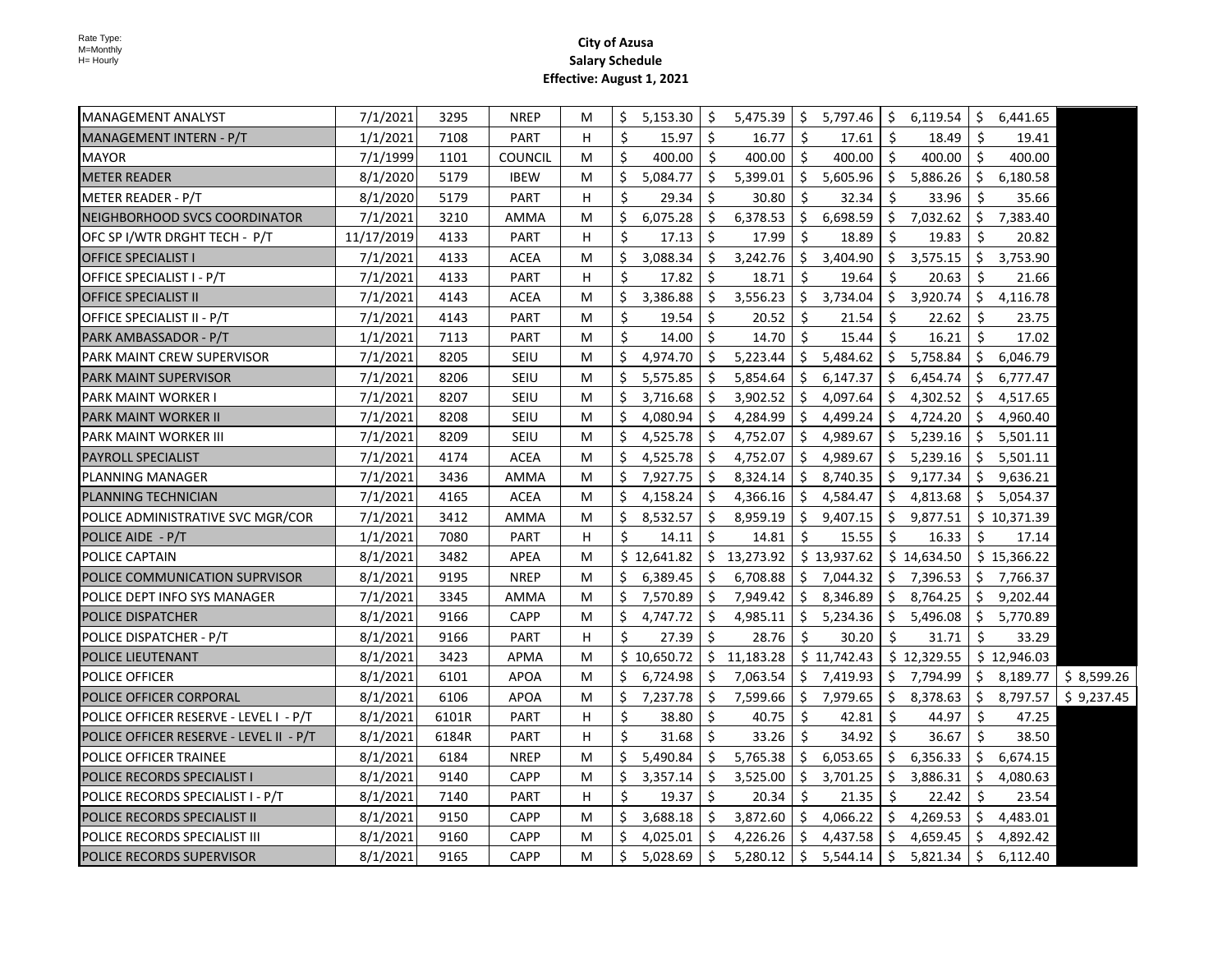Rate Type:
M=Monthly
H= Hourly

# City of Azusa
## Salary Schedule
### Effective: August 1, 2021

| | | | | | | | | | | |
|---|---|---|---|---|---|---|---|---|---|---|
| MANAGEMENT ANALYST | 7/1/2021 | 3295 | NREP | M | $ 5,153.30 | $ 5,475.39 | $ 5,797.46 | $ 6,119.54 | $ 6,441.65 | |
| MANAGEMENT INTERN - P/T | 1/1/2021 | 7108 | PART | H | $ 15.97 | $ 16.77 | $ 17.61 | $ 18.49 | $ 19.41 | |
| MAYOR | 7/1/1999 | 1101 | COUNCIL | M | $ 400.00 | $ 400.00 | $ 400.00 | $ 400.00 | $ 400.00 | |
| METER READER | 8/1/2020 | 5179 | IBEW | M | $ 5,084.77 | $ 5,399.01 | $ 5,605.96 | $ 5,886.26 | $ 6,180.58 | |
| METER READER - P/T | 8/1/2020 | 5179 | PART | H | $ 29.34 | $ 30.80 | $ 32.34 | $ 33.96 | $ 35.66 | |
| NEIGHBORHOOD SVCS COORDINATOR | 7/1/2021 | 3210 | AMMA | M | $ 6,075.28 | $ 6,378.53 | $ 6,698.59 | $ 7,032.62 | $ 7,383.40 | |
| OFC SP I/WTR DRGHT TECH - P/T | 11/17/2019 | 4133 | PART | H | $ 17.13 | $ 17.99 | $ 18.89 | $ 19.83 | $ 20.82 | |
| OFFICE SPECIALIST I | 7/1/2021 | 4133 | ACEA | M | $ 3,088.34 | $ 3,242.76 | $ 3,404.90 | $ 3,575.15 | $ 3,753.90 | |
| OFFICE SPECIALIST I - P/T | 7/1/2021 | 4133 | PART | H | $ 17.82 | $ 18.71 | $ 19.64 | $ 20.63 | $ 21.66 | |
| OFFICE SPECIALIST II | 7/1/2021 | 4143 | ACEA | M | $ 3,386.88 | $ 3,556.23 | $ 3,734.04 | $ 3,920.74 | $ 4,116.78 | |
| OFFICE SPECIALIST II - P/T | 7/1/2021 | 4143 | PART | M | $ 19.54 | $ 20.52 | $ 21.54 | $ 22.62 | $ 23.75 | |
| PARK AMBASSADOR - P/T | 1/1/2021 | 7113 | PART | M | $ 14.00 | $ 14.70 | $ 15.44 | $ 16.21 | $ 17.02 | |
| PARK MAINT CREW SUPERVISOR | 7/1/2021 | 8205 | SEIU | M | $ 4,974.70 | $ 5,223.44 | $ 5,484.62 | $ 5,758.84 | $ 6,046.79 | |
| PARK MAINT SUPERVISOR | 7/1/2021 | 8206 | SEIU | M | $ 5,575.85 | $ 5,854.64 | $ 6,147.37 | $ 6,454.74 | $ 6,777.47 | |
| PARK MAINT WORKER I | 7/1/2021 | 8207 | SEIU | M | $ 3,716.68 | $ 3,902.52 | $ 4,097.64 | $ 4,302.52 | $ 4,517.65 | |
| PARK MAINT WORKER II | 7/1/2021 | 8208 | SEIU | M | $ 4,080.94 | $ 4,284.99 | $ 4,499.24 | $ 4,724.20 | $ 4,960.40 | |
| PARK MAINT WORKER III | 7/1/2021 | 8209 | SEIU | M | $ 4,525.78 | $ 4,752.07 | $ 4,989.67 | $ 5,239.16 | $ 5,501.11 | |
| PAYROLL SPECIALIST | 7/1/2021 | 4174 | ACEA | M | $ 4,525.78 | $ 4,752.07 | $ 4,989.67 | $ 5,239.16 | $ 5,501.11 | |
| PLANNING MANAGER | 7/1/2021 | 3436 | AMMA | M | $ 7,927.75 | $ 8,324.14 | $ 8,740.35 | $ 9,177.34 | $ 9,636.21 | |
| PLANNING TECHNICIAN | 7/1/2021 | 4165 | ACEA | M | $ 4,158.24 | $ 4,366.16 | $ 4,584.47 | $ 4,813.68 | $ 5,054.37 | |
| POLICE ADMINISTRATIVE SVC MGR/COR | 7/1/2021 | 3412 | AMMA | M | $ 8,532.57 | $ 8,959.19 | $ 9,407.15 | $ 9,877.51 | $ 10,371.39 | |
| POLICE AIDE - P/T | 1/1/2021 | 7080 | PART | H | $ 14.11 | $ 14.81 | $ 15.55 | $ 16.33 | $ 17.14 | |
| POLICE CAPTAIN | 8/1/2021 | 3482 | APEA | M | $ 12,641.82 | $ 13,273.92 | $ 13,937.62 | $ 14,634.50 | $ 15,366.22 | |
| POLICE COMMUNICATION SUPRVISOR | 8/1/2021 | 9195 | NREP | M | $ 6,389.45 | $ 6,708.88 | $ 7,044.32 | $ 7,396.53 | $ 7,766.37 | |
| POLICE DEPT INFO SYS MANAGER | 7/1/2021 | 3345 | AMMA | M | $ 7,570.89 | $ 7,949.42 | $ 8,346.89 | $ 8,764.25 | $ 9,202.44 | |
| POLICE DISPATCHER | 8/1/2021 | 9166 | CAPP | M | $ 4,747.72 | $ 4,985.11 | $ 5,234.36 | $ 5,496.08 | $ 5,770.89 | |
| POLICE DISPATCHER - P/T | 8/1/2021 | 9166 | PART | H | $ 27.39 | $ 28.76 | $ 30.20 | $ 31.71 | $ 33.29 | |
| POLICE LIEUTENANT | 8/1/2021 | 3423 | APMA | M | $ 10,650.72 | $ 11,183.28 | $ 11,742.43 | $ 12,329.55 | $ 12,946.03 | |
| POLICE OFFICER | 8/1/2021 | 6101 | APOA | M | $ 6,724.98 | $ 7,063.54 | $ 7,419.93 | $ 7,794.99 | $ 8,189.77 | $ 8,599.26 |
| POLICE OFFICER CORPORAL | 8/1/2021 | 6106 | APOA | M | $ 7,237.78 | $ 7,599.66 | $ 7,979.65 | $ 8,378.63 | $ 8,797.57 | $ 9,237.45 |
| POLICE OFFICER RESERVE - LEVEL I - P/T | 8/1/2021 | 6101R | PART | H | $ 38.80 | $ 40.75 | $ 42.81 | $ 44.97 | $ 47.25 | |
| POLICE OFFICER RESERVE - LEVEL II - P/T | 8/1/2021 | 6184R | PART | H | $ 31.68 | $ 33.26 | $ 34.92 | $ 36.67 | $ 38.50 | |
| POLICE OFFICER TRAINEE | 8/1/2021 | 6184 | NREP | M | $ 5,490.84 | $ 5,765.38 | $ 6,053.65 | $ 6,356.33 | $ 6,674.15 | |
| POLICE RECORDS SPECIALIST I | 8/1/2021 | 9140 | CAPP | M | $ 3,357.14 | $ 3,525.00 | $ 3,701.25 | $ 3,886.31 | $ 4,080.63 | |
| POLICE RECORDS SPECIALIST I - P/T | 8/1/2021 | 7140 | PART | H | $ 19.37 | $ 20.34 | $ 21.35 | $ 22.42 | $ 23.54 | |
| POLICE RECORDS SPECIALIST II | 8/1/2021 | 9150 | CAPP | M | $ 3,688.18 | $ 3,872.60 | $ 4,066.22 | $ 4,269.53 | $ 4,483.01 | |
| POLICE RECORDS SPECIALIST III | 8/1/2021 | 9160 | CAPP | M | $ 4,025.01 | $ 4,226.26 | $ 4,437.58 | $ 4,659.45 | $ 4,892.42 | |
| POLICE RECORDS SUPERVISOR | 8/1/2021 | 9165 | CAPP | M | $ 5,028.69 | $ 5,280.12 | $ 5,544.14 | $ 5,821.34 | $ 6,112.40 | |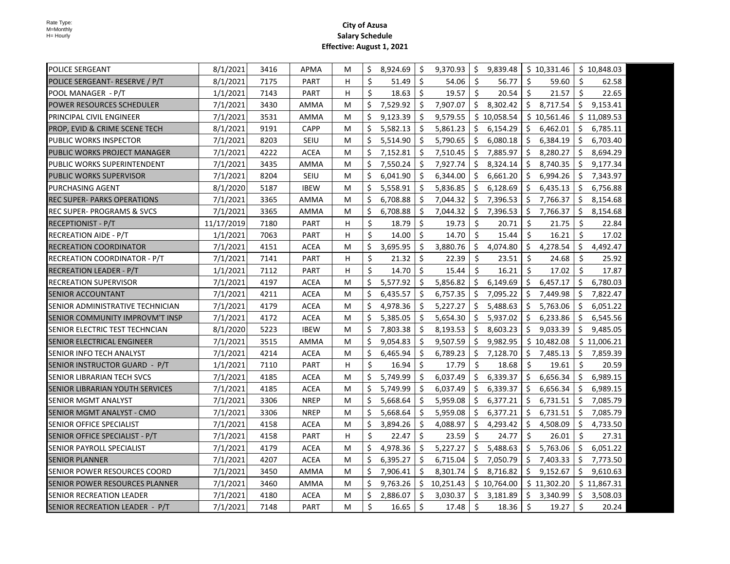Rate Type:
M=Monthly
H= Hourly

**City of Azusa**
**Salary Schedule**
**Effective: August 1, 2021**

| | | | | | | | | | |
|---|---|---|---|---|---|---|---|---|---|
| POLICE SERGEANT | 8/1/2021 | 3416 | APMA | M | $ 8,924.69 | $ 9,370.93 | $ 9,839.48 | $ 10,331.46 | $ 10,848.03 |
| POLICE SERGEANT- RESERVE / P/T | 8/1/2021 | 7175 | PART | H | $ 51.49 | $ 54.06 | $ 56.77 | $ 59.60 | $ 62.58 |
| POOL MANAGER - P/T | 1/1/2021 | 7143 | PART | H | $ 18.63 | $ 19.57 | $ 20.54 | $ 21.57 | $ 22.65 |
| POWER RESOURCES SCHEDULER | 7/1/2021 | 3430 | AMMA | M | $ 7,529.92 | $ 7,907.07 | $ 8,302.42 | $ 8,717.54 | $ 9,153.41 |
| PRINCIPAL CIVIL ENGINEER | 7/1/2021 | 3531 | AMMA | M | $ 9,123.39 | $ 9,579.55 | $ 10,058.54 | $ 10,561.46 | $ 11,089.53 |
| PROP, EVID & CRIME SCENE TECH | 8/1/2021 | 9191 | CAPP | M | $ 5,582.13 | $ 5,861.23 | $ 6,154.29 | $ 6,462.01 | $ 6,785.11 |
| PUBLIC WORKS INSPECTOR | 7/1/2021 | 8203 | SEIU | M | $ 5,514.90 | $ 5,790.65 | $ 6,080.18 | $ 6,384.19 | $ 6,703.40 |
| PUBLIC WORKS PROJECT MANAGER | 7/1/2021 | 4222 | ACEA | M | $ 7,152.81 | $ 7,510.45 | $ 7,885.97 | $ 8,280.27 | $ 8,694.29 |
| PUBLIC WORKS SUPERINTENDENT | 7/1/2021 | 3435 | AMMA | M | $ 7,550.24 | $ 7,927.74 | $ 8,324.14 | $ 8,740.35 | $ 9,177.34 |
| PUBLIC WORKS SUPERVISOR | 7/1/2021 | 8204 | SEIU | M | $ 6,041.90 | $ 6,344.00 | $ 6,661.20 | $ 6,994.26 | $ 7,343.97 |
| PURCHASING AGENT | 8/1/2020 | 5187 | IBEW | M | $ 5,558.91 | $ 5,836.85 | $ 6,128.69 | $ 6,435.13 | $ 6,756.88 |
| REC SUPER- PARKS OPERATIONS | 7/1/2021 | 3365 | AMMA | M | $ 6,708.88 | $ 7,044.32 | $ 7,396.53 | $ 7,766.37 | $ 8,154.68 |
| REC SUPER- PROGRAMS & SVCS | 7/1/2021 | 3365 | AMMA | M | $ 6,708.88 | $ 7,044.32 | $ 7,396.53 | $ 7,766.37 | $ 8,154.68 |
| RECEPTIONIST - P/T | 11/17/2019 | 7180 | PART | H | $ 18.79 | $ 19.73 | $ 20.71 | $ 21.75 | $ 22.84 |
| RECREATION AIDE - P/T | 1/1/2021 | 7063 | PART | H | $ 14.00 | $ 14.70 | $ 15.44 | $ 16.21 | $ 17.02 |
| RECREATION COORDINATOR | 7/1/2021 | 4151 | ACEA | M | $ 3,695.95 | $ 3,880.76 | $ 4,074.80 | $ 4,278.54 | $ 4,492.47 |
| RECREATION COORDINATOR - P/T | 7/1/2021 | 7141 | PART | H | $ 21.32 | $ 22.39 | $ 23.51 | $ 24.68 | $ 25.92 |
| RECREATION LEADER - P/T | 1/1/2021 | 7112 | PART | H | $ 14.70 | $ 15.44 | $ 16.21 | $ 17.02 | $ 17.87 |
| RECREATION SUPERVISOR | 7/1/2021 | 4197 | ACEA | M | $ 5,577.92 | $ 5,856.82 | $ 6,149.69 | $ 6,457.17 | $ 6,780.03 |
| SENIOR ACCOUNTANT | 7/1/2021 | 4211 | ACEA | M | $ 6,435.57 | $ 6,757.35 | $ 7,095.22 | $ 7,449.98 | $ 7,822.47 |
| SENIOR ADMINISTRATIVE TECHNICIAN | 7/1/2021 | 4179 | ACEA | M | $ 4,978.36 | $ 5,227.27 | $ 5,488.63 | $ 5,763.06 | $ 6,051.22 |
| SENIOR COMMUNITY IMPROVM'T INSP | 7/1/2021 | 4172 | ACEA | M | $ 5,385.05 | $ 5,654.30 | $ 5,937.02 | $ 6,233.86 | $ 6,545.56 |
| SENIOR ELECTRIC TEST TECHNCIAN | 8/1/2020 | 5223 | IBEW | M | $ 7,803.38 | $ 8,193.53 | $ 8,603.23 | $ 9,033.39 | $ 9,485.05 |
| SENIOR ELECTRICAL ENGINEER | 7/1/2021 | 3515 | AMMA | M | $ 9,054.83 | $ 9,507.59 | $ 9,982.95 | $ 10,482.08 | $ 11,006.21 |
| SENIOR INFO TECH ANALYST | 7/1/2021 | 4214 | ACEA | M | $ 6,465.94 | $ 6,789.23 | $ 7,128.70 | $ 7,485.13 | $ 7,859.39 |
| SENIOR INSTRUCTOR GUARD - P/T | 1/1/2021 | 7110 | PART | H | $ 16.94 | $ 17.79 | $ 18.68 | $ 19.61 | $ 20.59 |
| SENIOR LIBRARIAN TECH SVCS | 7/1/2021 | 4185 | ACEA | M | $ 5,749.99 | $ 6,037.49 | $ 6,339.37 | $ 6,656.34 | $ 6,989.15 |
| SENIOR LIBRARIAN YOUTH SERVICES | 7/1/2021 | 4185 | ACEA | M | $ 5,749.99 | $ 6,037.49 | $ 6,339.37 | $ 6,656.34 | $ 6,989.15 |
| SENIOR MGMT ANALYST | 7/1/2021 | 3306 | NREP | M | $ 5,668.64 | $ 5,959.08 | $ 6,377.21 | $ 6,731.51 | $ 7,085.79 |
| SENIOR MGMT ANALYST - CMO | 7/1/2021 | 3306 | NREP | M | $ 5,668.64 | $ 5,959.08 | $ 6,377.21 | $ 6,731.51 | $ 7,085.79 |
| SENIOR OFFICE SPECIALIST | 7/1/2021 | 4158 | ACEA | M | $ 3,894.26 | $ 4,088.97 | $ 4,293.42 | $ 4,508.09 | $ 4,733.50 |
| SENIOR OFFICE SPECIALIST - P/T | 7/1/2021 | 4158 | PART | H | $ 22.47 | $ 23.59 | $ 24.77 | $ 26.01 | $ 27.31 |
| SENIOR PAYROLL SPECIALIST | 7/1/2021 | 4179 | ACEA | M | $ 4,978.36 | $ 5,227.27 | $ 5,488.63 | $ 5,763.06 | $ 6,051.22 |
| SENIOR PLANNER | 7/1/2021 | 4207 | ACEA | M | $ 6,395.27 | $ 6,715.04 | $ 7,050.79 | $ 7,403.33 | $ 7,773.50 |
| SENIOR POWER RESOURCES COORD | 7/1/2021 | 3450 | AMMA | M | $ 7,906.41 | $ 8,301.74 | $ 8,716.82 | $ 9,152.67 | $ 9,610.63 |
| SENIOR POWER RESOURCES PLANNER | 7/1/2021 | 3460 | AMMA | M | $ 9,763.26 | $ 10,251.43 | $ 10,764.00 | $ 11,302.20 | $ 11,867.31 |
| SENIOR RECREATION LEADER | 7/1/2021 | 4180 | ACEA | M | $ 2,886.07 | $ 3,030.37 | $ 3,181.89 | $ 3,340.99 | $ 3,508.03 |
| SENIOR RECREATION LEADER - P/T | 7/1/2021 | 7148 | PART | M | $ 16.65 | $ 17.48 | $ 18.36 | $ 19.27 | $ 20.24 |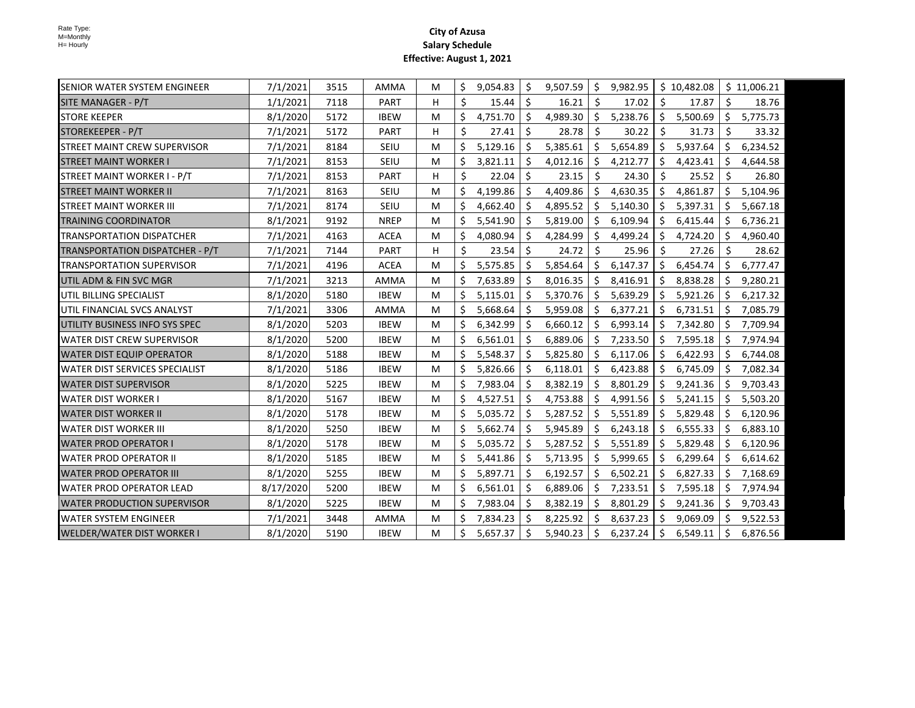Rate Type:
M=Monthly
H= Hourly

**City of Azusa**
**Salary Schedule**
**Effective: August 1, 2021**

| | | | | | | | | | |
|---|---|---|---|---|---|---|---|---|---|
| SENIOR WATER SYSTEM ENGINEER | 7/1/2021 | 3515 | AMMA | M | $ 9,054.83 | $ 9,507.59 | $ 9,982.95 | $ 10,482.08 | $ 11,006.21 |
| SITE MANAGER - P/T | 1/1/2021 | 7118 | PART | H | $ 15.44 | $ 16.21 | $ 17.02 | $ 17.87 | $ 18.76 |
| STORE KEEPER | 8/1/2020 | 5172 | IBEW | M | $ 4,751.70 | $ 4,989.30 | $ 5,238.76 | $ 5,500.69 | $ 5,775.73 |
| STOREKEEPER - P/T | 7/1/2021 | 5172 | PART | H | $ 27.41 | $ 28.78 | $ 30.22 | $ 31.73 | $ 33.32 |
| STREET MAINT CREW SUPERVISOR | 7/1/2021 | 8184 | SEIU | M | $ 5,129.16 | $ 5,385.61 | $ 5,654.89 | $ 5,937.64 | $ 6,234.52 |
| STREET MAINT WORKER I | 7/1/2021 | 8153 | SEIU | M | $ 3,821.11 | $ 4,012.16 | $ 4,212.77 | $ 4,423.41 | $ 4,644.58 |
| STREET MAINT WORKER I - P/T | 7/1/2021 | 8153 | PART | H | $ 22.04 | $ 23.15 | $ 24.30 | $ 25.52 | $ 26.80 |
| STREET MAINT WORKER II | 7/1/2021 | 8163 | SEIU | M | $ 4,199.86 | $ 4,409.86 | $ 4,630.35 | $ 4,861.87 | $ 5,104.96 |
| STREET MAINT WORKER III | 7/1/2021 | 8174 | SEIU | M | $ 4,662.40 | $ 4,895.52 | $ 5,140.30 | $ 5,397.31 | $ 5,667.18 |
| TRAINING COORDINATOR | 8/1/2021 | 9192 | NREP | M | $ 5,541.90 | $ 5,819.00 | $ 6,109.94 | $ 6,415.44 | $ 6,736.21 |
| TRANSPORTATION DISPATCHER | 7/1/2021 | 4163 | ACEA | M | $ 4,080.94 | $ 4,284.99 | $ 4,499.24 | $ 4,724.20 | $ 4,960.40 |
| TRANSPORTATION DISPATCHER - P/T | 7/1/2021 | 7144 | PART | H | $ 23.54 | $ 24.72 | $ 25.96 | $ 27.26 | $ 28.62 |
| TRANSPORTATION SUPERVISOR | 7/1/2021 | 4196 | ACEA | M | $ 5,575.85 | $ 5,854.64 | $ 6,147.37 | $ 6,454.74 | $ 6,777.47 |
| UTIL ADM & FIN SVC MGR | 7/1/2021 | 3213 | AMMA | M | $ 7,633.89 | $ 8,016.35 | $ 8,416.91 | $ 8,838.28 | $ 9,280.21 |
| UTIL BILLING SPECIALIST | 8/1/2020 | 5180 | IBEW | M | $ 5,115.01 | $ 5,370.76 | $ 5,639.29 | $ 5,921.26 | $ 6,217.32 |
| UTIL FINANCIAL SVCS ANALYST | 7/1/2021 | 3306 | AMMA | M | $ 5,668.64 | $ 5,959.08 | $ 6,377.21 | $ 6,731.51 | $ 7,085.79 |
| UTILITY BUSINESS INFO SYS SPEC | 8/1/2020 | 5203 | IBEW | M | $ 6,342.99 | $ 6,660.12 | $ 6,993.14 | $ 7,342.80 | $ 7,709.94 |
| WATER DIST CREW SUPERVISOR | 8/1/2020 | 5200 | IBEW | M | $ 6,561.01 | $ 6,889.06 | $ 7,233.50 | $ 7,595.18 | $ 7,974.94 |
| WATER DIST EQUIP OPERATOR | 8/1/2020 | 5188 | IBEW | M | $ 5,548.37 | $ 5,825.80 | $ 6,117.06 | $ 6,422.93 | $ 6,744.08 |
| WATER DIST SERVICES SPECIALIST | 8/1/2020 | 5186 | IBEW | M | $ 5,826.66 | $ 6,118.01 | $ 6,423.88 | $ 6,745.09 | $ 7,082.34 |
| WATER DIST SUPERVISOR | 8/1/2020 | 5225 | IBEW | M | $ 7,983.04 | $ 8,382.19 | $ 8,801.29 | $ 9,241.36 | $ 9,703.43 |
| WATER DIST WORKER I | 8/1/2020 | 5167 | IBEW | M | $ 4,527.51 | $ 4,753.88 | $ 4,991.56 | $ 5,241.15 | $ 5,503.20 |
| WATER DIST WORKER II | 8/1/2020 | 5178 | IBEW | M | $ 5,035.72 | $ 5,287.52 | $ 5,551.89 | $ 5,829.48 | $ 6,120.96 |
| WATER DIST WORKER III | 8/1/2020 | 5250 | IBEW | M | $ 5,662.74 | $ 5,945.89 | $ 6,243.18 | $ 6,555.33 | $ 6,883.10 |
| WATER PROD OPERATOR I | 8/1/2020 | 5178 | IBEW | M | $ 5,035.72 | $ 5,287.52 | $ 5,551.89 | $ 5,829.48 | $ 6,120.96 |
| WATER PROD OPERATOR II | 8/1/2020 | 5185 | IBEW | M | $ 5,441.86 | $ 5,713.95 | $ 5,999.65 | $ 6,299.64 | $ 6,614.62 |
| WATER PROD OPERATOR III | 8/1/2020 | 5255 | IBEW | M | $ 5,897.71 | $ 6,192.57 | $ 6,502.21 | $ 6,827.33 | $ 7,168.69 |
| WATER PROD OPERATOR LEAD | 8/17/2020 | 5200 | IBEW | M | $ 6,561.01 | $ 6,889.06 | $ 7,233.51 | $ 7,595.18 | $ 7,974.94 |
| WATER PRODUCTION SUPERVISOR | 8/1/2020 | 5225 | IBEW | M | $ 7,983.04 | $ 8,382.19 | $ 8,801.29 | $ 9,241.36 | $ 9,703.43 |
| WATER SYSTEM ENGINEER | 7/1/2021 | 3448 | AMMA | M | $ 7,834.23 | $ 8,225.92 | $ 8,637.23 | $ 9,069.09 | $ 9,522.53 |
| WELDER/WATER DIST WORKER I | 8/1/2020 | 5190 | IBEW | M | $ 5,657.37 | $ 5,940.23 | $ 6,237.24 | $ 6,549.11 | $ 6,876.56 |